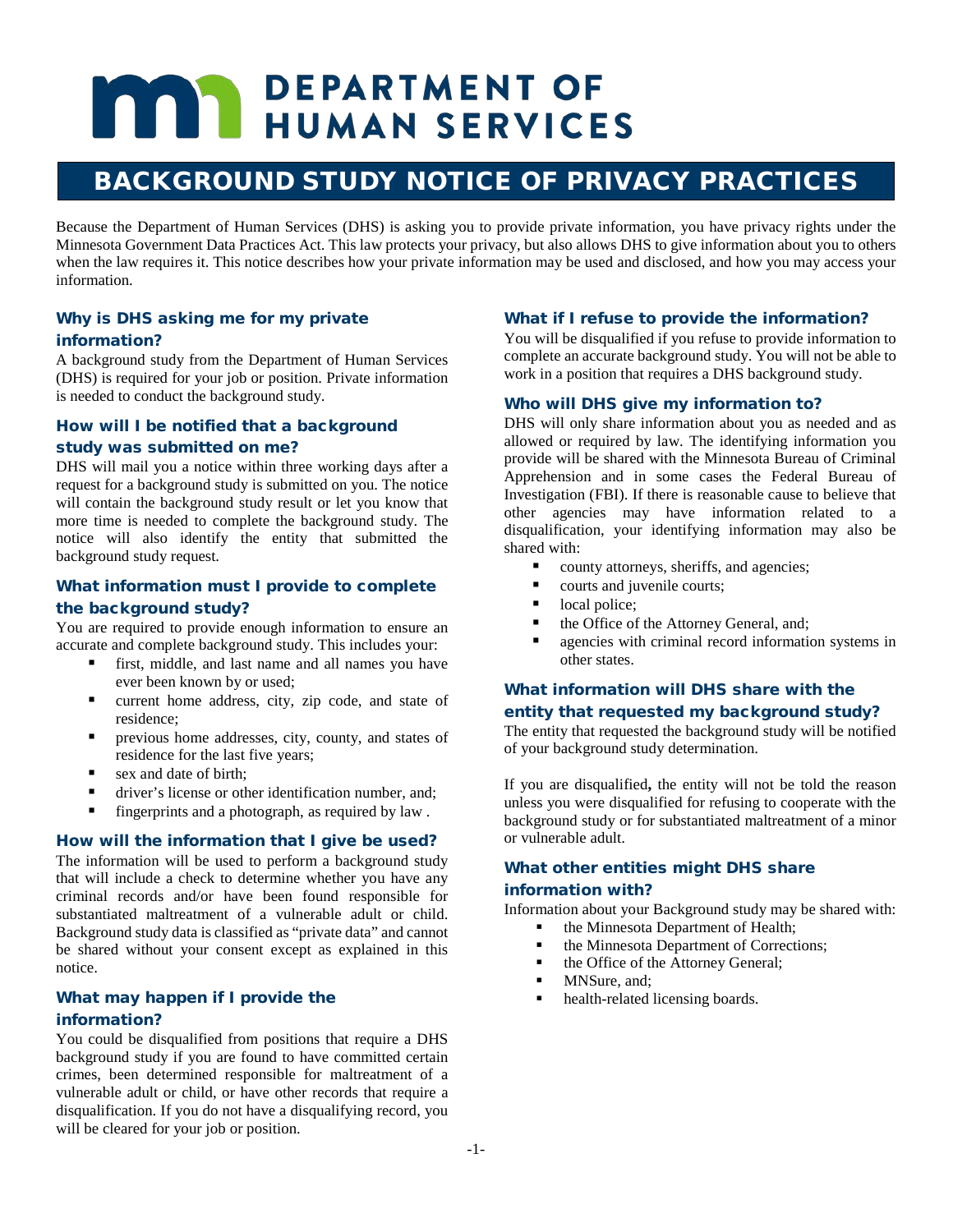# DEPARTMENT OF HUMAN SERVICES

## BACKGROUND STUDY NOTICE OF PRIVACY PRACTICES

Because the Department of Human Services (DHS) is asking you to provide private information, you have privacy rights under the Minnesota Government Data Practices Act. This law protects your privacy, but also allows DHS to give information about you to others when the law requires it. This notice describes how your private information may be used and disclosed, and how you may access your information.

### Why is DHS asking me for my private information?

A background study from the Department of Human Services (DHS) is required for your job or position. Private information is needed to conduct the background study.

### How will I be notified that a background study was submitted on me?

DHS will mail you a notice within three working days after a request for a background study is submitted on you. The notice will contain the background study result or let you know that more time is needed to complete the background study. The notice will also identify the entity that submitted the background study request.

### What information must I provide to complete the background study?

You are required to provide enough information to ensure an accurate and complete background study. This includes your:

- first, middle, and last name and all names you have ever been known by or used;
- current home address, city, zip code, and state of residence;
- previous home addresses, city, county, and states of residence for the last five years;
- sex and date of birth;
- driver's license or other identification number, and;
- fingerprints and a photograph, as required by law .

### How will the information that I give be used?

The information will be used to perform a background study that will include a check to determine whether you have any criminal records and/or have been found responsible for substantiated maltreatment of a vulnerable adult or child. Background study data is classified as "private data" and cannot be shared without your consent except as explained in this notice.

### What may happen if I provide the information?

You could be disqualified from positions that require a DHS background study if you are found to have committed certain crimes, been determined responsible for maltreatment of a vulnerable adult or child, or have other records that require a disqualification. If you do not have a disqualifying record, you will be cleared for your job or position.

### What if I refuse to provide the information?

You will be disqualified if you refuse to provide information to complete an accurate background study. You will not be able to work in a position that requires a DHS background study.

### Who will DHS give my information to?

DHS will only share information about you as needed and as allowed or required by law. The identifying information you provide will be shared with the Minnesota Bureau of Criminal Apprehension and in some cases the Federal Bureau of Investigation (FBI). If there is reasonable cause to believe that other agencies may have information related to a disqualification, your identifying information may also be shared with:

- county attorneys, sheriffs, and agencies;
- courts and juvenile courts;
- local police;
- the Office of the Attorney General, and;
- agencies with criminal record information systems in other states.

### What information will DHS share with the entity that requested my background study?

The entity that requested the background study will be notified of your background study determination.

If you are disqualified**,** the entity will not be told the reason unless you were disqualified for refusing to cooperate with the background study or for substantiated maltreatment of a minor or vulnerable adult.

### What other entities might DHS share information with?

Information about your Background study may be shared with:

- the Minnesota Department of Health;
- the Minnesota Department of Corrections;
- the Office of the Attorney General;
- MNSure, and;
- health-related licensing boards.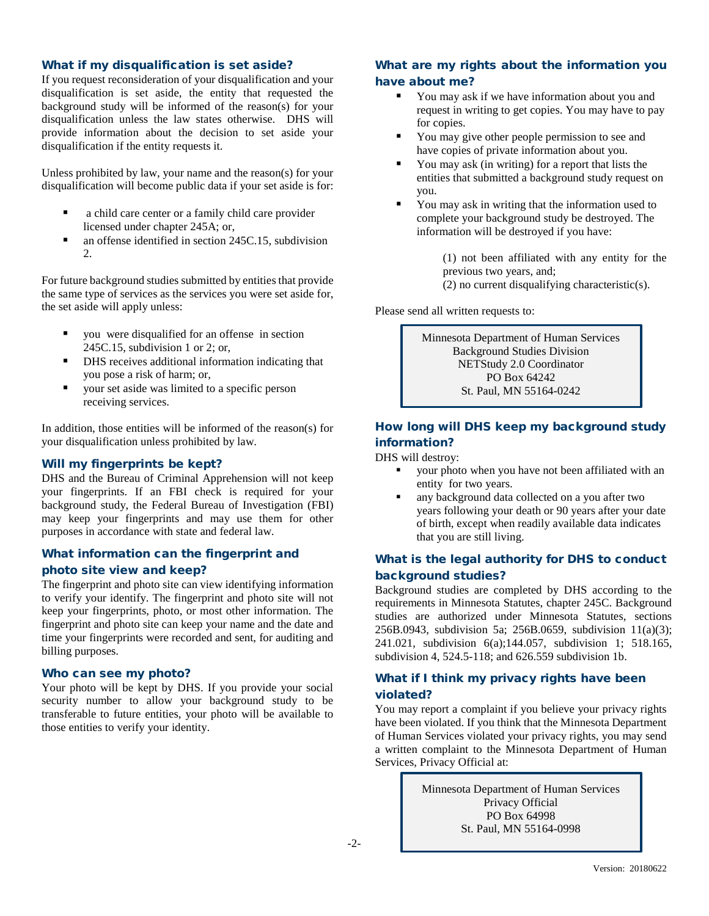### What if my disqualification is set aside?

If you request reconsideration of your disqualification and your disqualification is set aside, the entity that requested the background study will be informed of the reason(s) for your disqualification unless the law states otherwise. DHS will provide information about the decision to set aside your disqualification if the entity requests it.

Unless prohibited by law, your name and the reason(s) for your disqualification will become public data if your set aside is for:

- a child care center or a family child care provider licensed under chapter 245A; or,
- an offense identified in section 245C.15, subdivision 2.

For future background studies submitted by entities that provide the same type of services as the services you were set aside for, the set aside will apply unless:

- you were disqualified for an offense in section 245C.15, subdivision 1 or 2; or,
- DHS receives additional information indicating that you pose a risk of harm; or,
- your set aside was limited to a specific person receiving services.

In addition, those entities will be informed of the reason(s) for your disqualification unless prohibited by law.

### Will my fingerprints be kept?

DHS and the Bureau of Criminal Apprehension will not keep your fingerprints. If an FBI check is required for your background study, the Federal Bureau of Investigation (FBI) may keep your fingerprints and may use them for other purposes in accordance with state and federal law.

### What information can the fingerprint and photo site view and keep?

The fingerprint and photo site can view identifying information to verify your identify. The fingerprint and photo site will not keep your fingerprints, photo, or most other information. The fingerprint and photo site can keep your name and the date and time your fingerprints were recorded and sent, for auditing and billing purposes.

### Who can see my photo?

Your photo will be kept by DHS. If you provide your social security number to allow your background study to be transferable to future entities, your photo will be available to those entities to verify your identity.

### What are my rights about the information you have about me?

- You may ask if we have information about you and request in writing to get copies. You may have to pay for copies.
- You may give other people permission to see and have copies of private information about you.
- You may ask (in writing) for a report that lists the entities that submitted a background study request on you.
- You may ask in writing that the information used to complete your background study be destroyed. The information will be destroyed if you have:

  (1) not been affiliated with any entity for the previous two years, and;
  (2) no current disqualifying characteristic(s).

Please send all written requests to:

Minnesota Department of Human Services
Background Studies Division
NETStudy 2.0 Coordinator
PO Box 64242
St. Paul, MN 55164-0242

### How long will DHS keep my background study information?

DHS will destroy:

- your photo when you have not been affiliated with an entity for two years.
- any background data collected on a you after two years following your death or 90 years after your date of birth, except when readily available data indicates that you are still living.

### What is the legal authority for DHS to conduct background studies?

Background studies are completed by DHS according to the requirements in Minnesota Statutes, chapter 245C. Background studies are authorized under Minnesota Statutes, sections 256B.0943, subdivision 5a; 256B.0659, subdivision 11(a)(3); 241.021, subdivision 6(a);144.057, subdivision 1; 518.165, subdivision 4, 524.5-118; and 626.559 subdivision 1b.

### What if I think my privacy rights have been violated?

You may report a complaint if you believe your privacy rights have been violated. If you think that the Minnesota Department of Human Services violated your privacy rights, you may send a written complaint to the Minnesota Department of Human Services, Privacy Official at:

Minnesota Department of Human Services
Privacy Official
PO Box 64998
St. Paul, MN 55164-0998

Version: 20180622